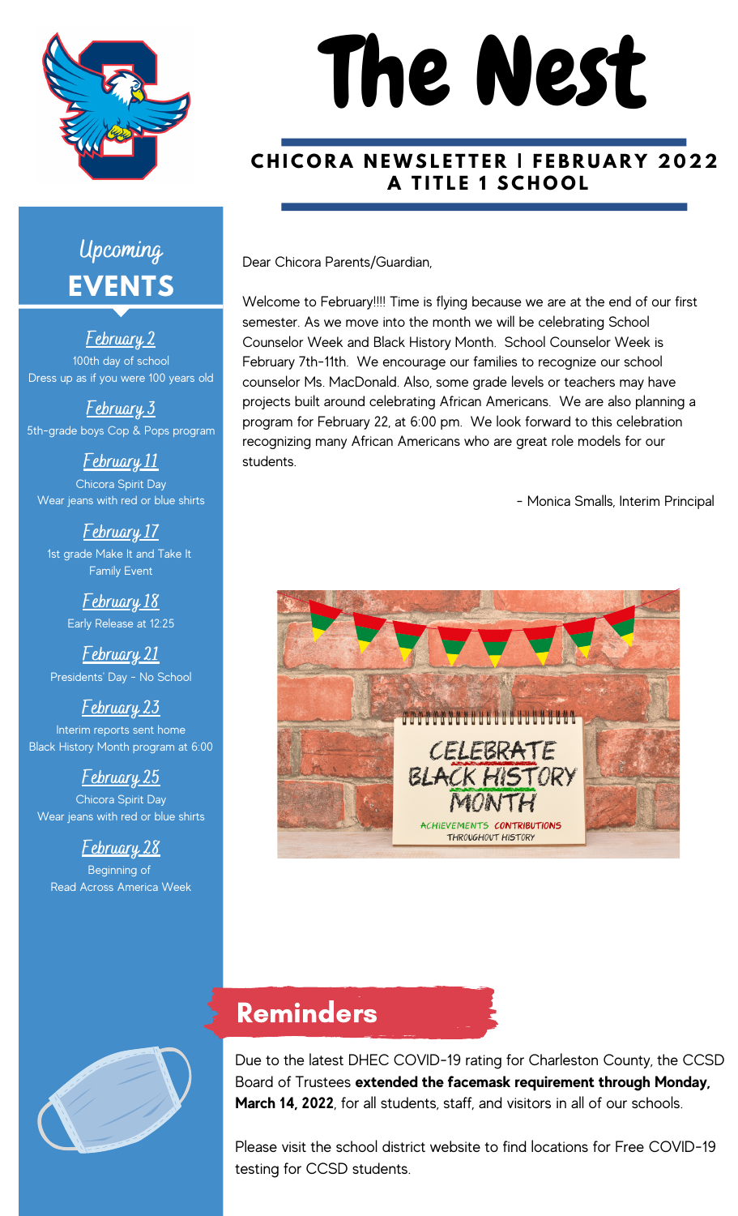# The Nest

## CHICORA NEWSLETTER | FEBRUARY 2022
## A TITLE 1 SCHOOL

Dear Chicora Parents/Guardian,

Welcome to February!!!! Time is flying because we are at the end of our first semester. As we move into the month we will be celebrating School Counselor Week and Black History Month. School Counselor Week is February 7th-11th. We encourage our families to recognize our school counselor Ms. MacDonald. Also, some grade levels or teachers may have projects built around celebrating African Americans. We are also planning a program for February 22, at 6:00 pm. We look forward to this celebration recognizing many African Americans who are great role models for our students.

- Monica Smalls, Interim Principal

## Upcoming EVENTS

**February 2**
100th day of school
Dress up as if you were 100 years old

**February 3**
5th-grade boys Cop & Pops program

**February 11**
Chicora Spirit Day
Wear jeans with red or blue shirts

**February 17**
1st grade Make It and Take It Family Event

**February 18**
Early Release at 12:25

**February 21**
Presidents' Day - No School

**February 23**
Interim reports sent home
Black History Month program at 6:00

**February 25**
Chicora Spirit Day
Wear jeans with red or blue shirts

**February 28**
Beginning of Read Across America Week

## Reminders

Due to the latest DHEC COVID-19 rating for Charleston County, the CCSD Board of Trustees **extended the facemask requirement through Monday, March 14, 2022**, for all students, staff, and visitors in all of our schools.

Please visit the school district website to find locations for Free COVID-19 testing for CCSD students.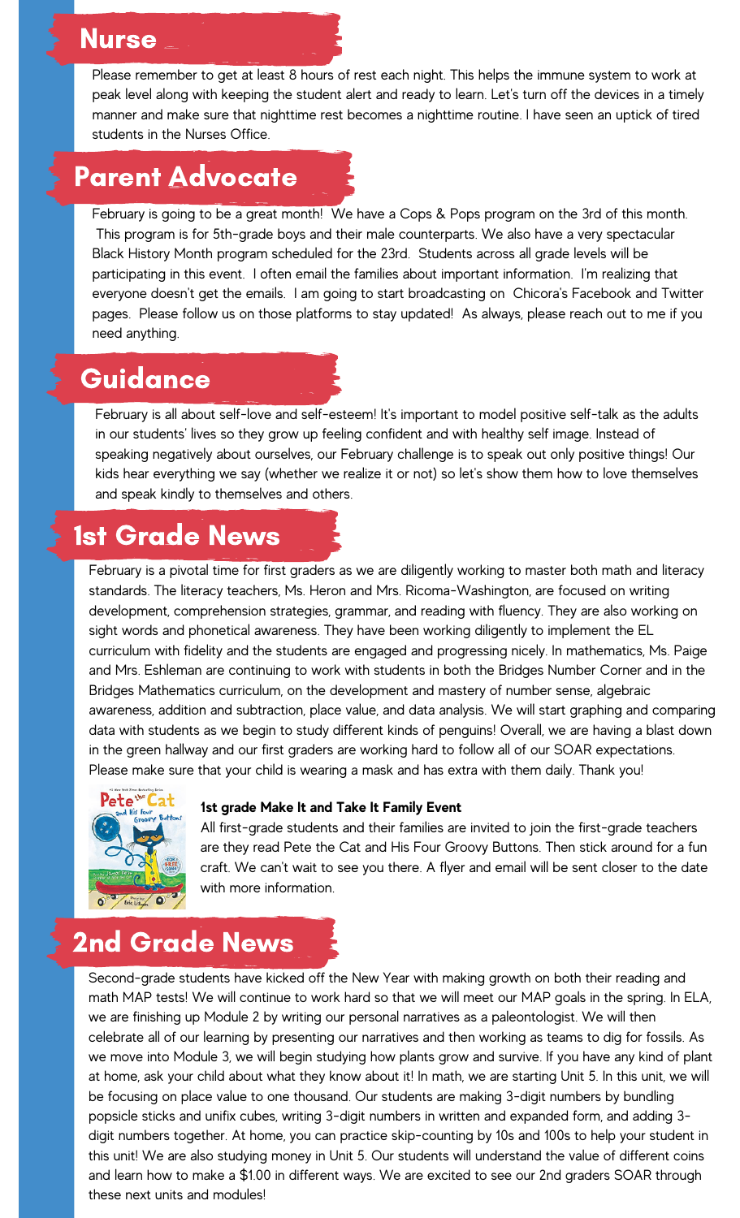## Nurse

Please remember to get at least 8 hours of rest each night. This helps the immune system to work at peak level along with keeping the student alert and ready to learn. Let's turn off the devices in a timely manner and make sure that nighttime rest becomes a nighttime routine. I have seen an uptick of tired students in the Nurses Office.

## Parent Advocate

February is going to be a great month! We have a Cops & Pops program on the 3rd of this month. This program is for 5th-grade boys and their male counterparts. We also have a very spectacular Black History Month program scheduled for the 23rd. Students across all grade levels will be participating in this event. I often email the families about important information. I'm realizing that everyone doesn't get the emails. I am going to start broadcasting on Chicora's Facebook and Twitter pages. Please follow us on those platforms to stay updated! As always, please reach out to me if you need anything.

## Guidance

February is all about self-love and self-esteem! It's important to model positive self-talk as the adults in our students' lives so they grow up feeling confident and with healthy self image. Instead of speaking negatively about ourselves, our February challenge is to speak out only positive things! Our kids hear everything we say (whether we realize it or not) so let's show them how to love themselves and speak kindly to themselves and others.

## 1st Grade News

February is a pivotal time for first graders as we are diligently working to master both math and literacy standards. The literacy teachers, Ms. Heron and Mrs. Ricoma-Washington, are focused on writing development, comprehension strategies, grammar, and reading with fluency. They are also working on sight words and phonetical awareness. They have been working diligently to implement the EL curriculum with fidelity and the students are engaged and progressing nicely. In mathematics, Ms. Paige and Mrs. Eshleman are continuing to work with students in both the Bridges Number Corner and in the Bridges Mathematics curriculum, on the development and mastery of number sense, algebraic awareness, addition and subtraction, place value, and data analysis. We will start graphing and comparing data with students as we begin to study different kinds of penguins! Overall, we are having a blast down in the green hallway and our first graders are working hard to follow all of our SOAR expectations. Please make sure that your child is wearing a mask and has extra with them daily. Thank you!

**1st grade Make It and Take It Family Event**

All first-grade students and their families are invited to join the first-grade teachers are they read Pete the Cat and His Four Groovy Buttons. Then stick around for a fun craft. We can't wait to see you there. A flyer and email will be sent closer to the date with more information.

## 2nd Grade News

Second-grade students have kicked off the New Year with making growth on both their reading and math MAP tests! We will continue to work hard so that we will meet our MAP goals in the spring. In ELA, we are finishing up Module 2 by writing our personal narratives as a paleontologist. We will then celebrate all of our learning by presenting our narratives and then working as teams to dig for fossils. As we move into Module 3, we will begin studying how plants grow and survive. If you have any kind of plant at home, ask your child about what they know about it! In math, we are starting Unit 5. In this unit, we will be focusing on place value to one thousand. Our students are making 3-digit numbers by bundling popsicle sticks and unifix cubes, writing 3-digit numbers in written and expanded form, and adding 3-digit numbers together. At home, you can practice skip-counting by 10s and 100s to help your student in this unit! We are also studying money in Unit 5. Our students will understand the value of different coins and learn how to make a $1.00 in different ways. We are excited to see our 2nd graders SOAR through these next units and modules!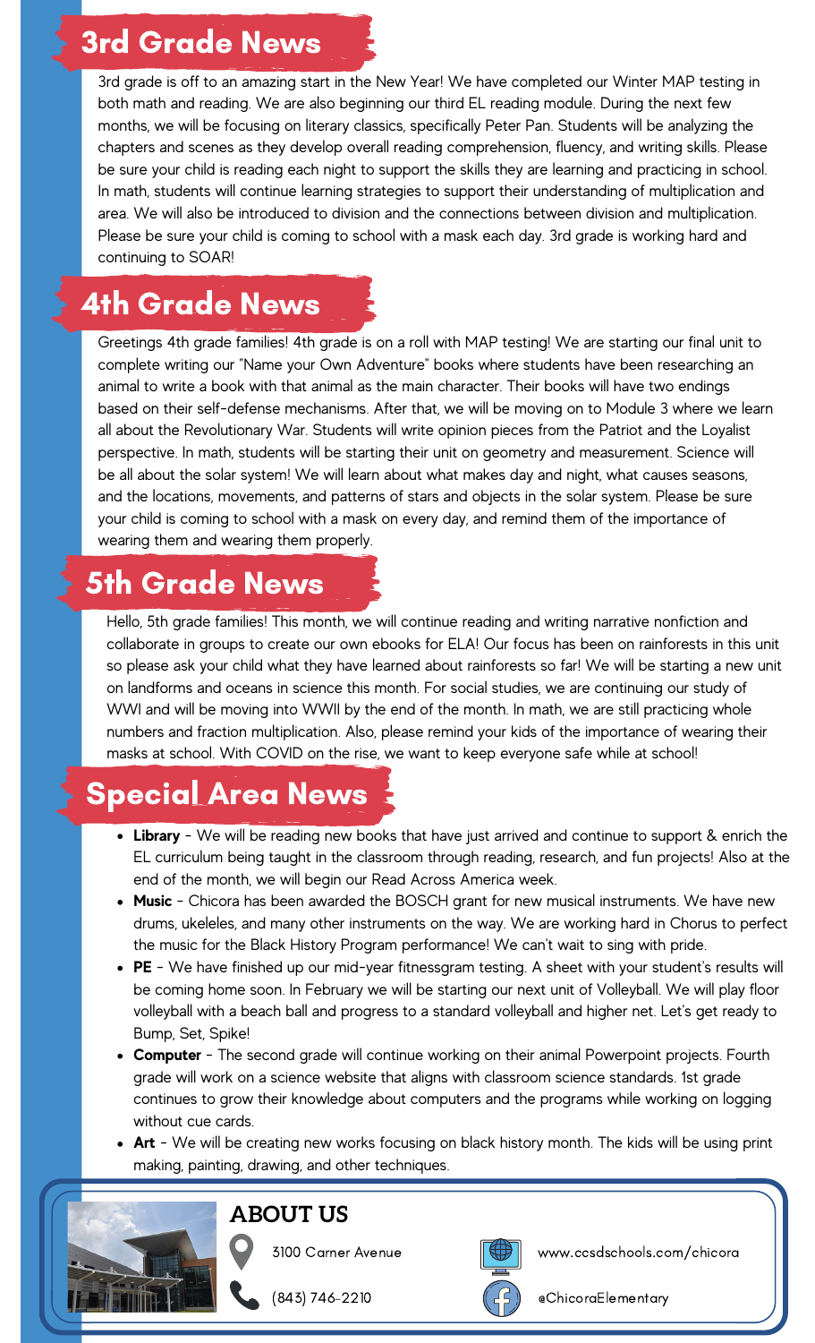## 3rd Grade News

3rd grade is off to an amazing start in the New Year! We have completed our Winter MAP testing in both math and reading. We are also beginning our third EL reading module. During the next few months, we will be focusing on literary classics, specifically Peter Pan. Students will be analyzing the chapters and scenes as they develop overall reading comprehension, fluency, and writing skills. Please be sure your child is reading each night to support the skills they are learning and practicing in school. In math, students will continue learning strategies to support their understanding of multiplication and area. We will also be introduced to division and the connections between division and multiplication. Please be sure your child is coming to school with a mask each day. 3rd grade is working hard and continuing to SOAR!

## 4th Grade News

Greetings 4th grade families! 4th grade is on a roll with MAP testing! We are starting our final unit to complete writing our "Name your Own Adventure" books where students have been researching an animal to write a book with that animal as the main character. Their books will have two endings based on their self-defense mechanisms. After that, we will be moving on to Module 3 where we learn all about the Revolutionary War. Students will write opinion pieces from the Patriot and the Loyalist perspective. In math, students will be starting their unit on geometry and measurement. Science will be all about the solar system! We will learn about what makes day and night, what causes seasons, and the locations, movements, and patterns of stars and objects in the solar system. Please be sure your child is coming to school with a mask on every day, and remind them of the importance of wearing them and wearing them properly.

## 5th Grade News

Hello, 5th grade families! This month, we will continue reading and writing narrative nonfiction and collaborate in groups to create our own ebooks for ELA! Our focus has been on rainforests in this unit so please ask your child what they have learned about rainforests so far! We will be starting a new unit on landforms and oceans in science this month. For social studies, we are continuing our study of WWI and will be moving into WWII by the end of the month. In math, we are still practicing whole numbers and fraction multiplication. Also, please remind your kids of the importance of wearing their masks at school. With COVID on the rise, we want to keep everyone safe while at school!

## Special Area News

- **Library** - We will be reading new books that have just arrived and continue to support & enrich the EL curriculum being taught in the classroom through reading, research, and fun projects! Also at the end of the month, we will begin our Read Across America week.
- **Music** - Chicora has been awarded the BOSCH grant for new musical instruments. We have new drums, ukeleles, and many other instruments on the way. We are working hard in Chorus to perfect the music for the Black History Program performance! We can't wait to sing with pride.
- **PE** - We have finished up our mid-year fitnessgram testing. A sheet with your student's results will be coming home soon. In February we will be starting our next unit of Volleyball. We will play floor volleyball with a beach ball and progress to a standard volleyball and higher net. Let's get ready to Bump, Set, Spike!
- **Computer** - The second grade will continue working on their animal Powerpoint projects. Fourth grade will work on a science website that aligns with classroom science standards. 1st grade continues to grow their knowledge about computers and the programs while working on logging without cue cards.
- **Art** - We will be creating new works focusing on black history month. The kids will be using print making, painting, drawing, and other techniques.

## ABOUT US

3100 Carner Avenue

(843) 746-2210

www.ccsdschools.com/chicora

@ChicoraElementary